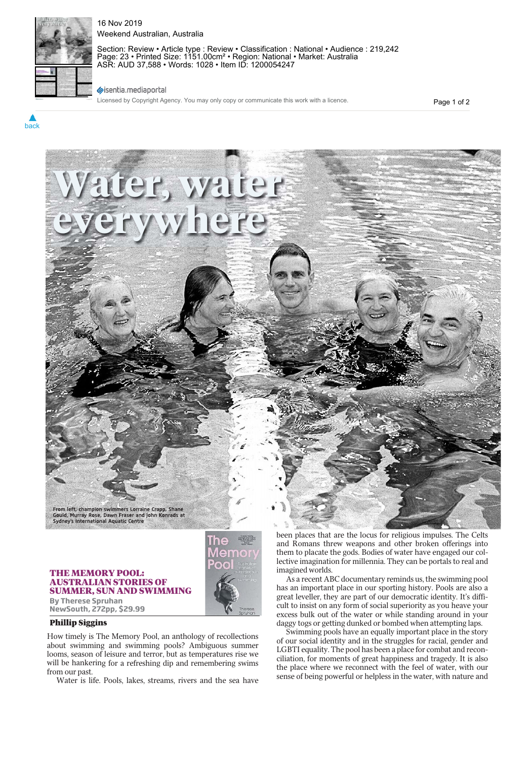# Water, water everywhere

From left, champion swimmers Lorraine Crapp, Shane Gould, Murray Rose, Dawn Fraser and John Konrads at Sydney's International Aquatic Centre

**THE MEMORY POOL: AUSTRALIAN STORIES OF SUMMER, SUN AND SWIMMING**
**By Therese Spruhan**
**NewSouth, 272pp, $29.99**

**Phillip Siggins**

How timely is The Memory Pool, an anthology of recollections about swimming and swimming pools? Ambiguous summer looms, season of leisure and terror, but as temperatures rise we will be hankering for a refreshing dip and remembering swims from our past.

Water is life. Pools, lakes, streams, rivers and the sea have been places that are the locus for religious impulses. The Celts and Romans threw weapons and other broken offerings into them to placate the gods. Bodies of water have engaged our collective imagination for millennia. They can be portals to real and imagined worlds.

As a recent ABC documentary reminds us, the swimming pool has an important place in our sporting history. Pools are also a great leveller, they are part of our democratic identity. It's difficult to insist on any form of social superiority as you heave your excess bulk out of the water or while standing around in your daggy togs or getting dunked or bombed when attempting laps.

Swimming pools have an equally important place in the story of our social identity and in the struggles for racial, gender and LGBTI equality. The pool has been a place for combat and reconciliation, for moments of great happiness and tragedy. It is also the place where we reconnect with the feel of water, with our sense of being powerful or helpless in the water, with nature and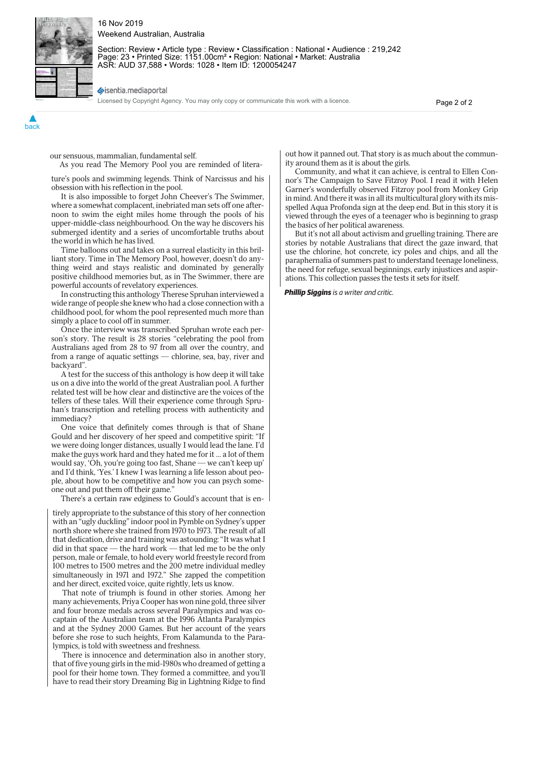our sensuous, mammalian, fundamental self.

As you read The Memory Pool you are reminded of literature's pools and swimming legends. Think of Narcissus and his obsession with his reflection in the pool.

It is also impossible to forget John Cheever's The Swimmer, where a somewhat complacent, inebriated man sets off one afternoon to swim the eight miles home through the pools of his upper-middle-class neighbourhood. On the way he discovers his submerged identity and a series of uncomfortable truths about the world in which he has lived.

Time balloons out and takes on a surreal elasticity in this brilliant story. Time in The Memory Pool, however, doesn't do anything weird and stays realistic and dominated by generally positive childhood memories but, as in The Swimmer, there are powerful accounts of revelatory experiences.

In constructing this anthology Therese Spruhan interviewed a wide range of people she knew who had a close connection with a childhood pool, for whom the pool represented much more than simply a place to cool off in summer.

Once the interview was transcribed Spruhan wrote each person's story. The result is 28 stories "celebrating the pool from Australians aged from 28 to 97 from all over the country, and from a range of aquatic settings — chlorine, sea, bay, river and backyard".

A test for the success of this anthology is how deep it will take us on a dive into the world of the great Australian pool. A further related test will be how clear and distinctive are the voices of the tellers of these tales. Will their experience come through Spruhan's transcription and retelling process with authenticity and immediacy?

One voice that definitely comes through is that of Shane Gould and her discovery of her speed and competitive spirit: "If we were doing longer distances, usually I would lead the lane. I'd make the guys work hard and they hated me for it ... a lot of them would say, 'Oh, you're going too fast, Shane — we can't keep up' and I'd think, 'Yes.' I knew I was learning a life lesson about people, about how to be competitive and how you can psych someone out and put them off their game."

There's a certain raw edginess to Gould's account that is entirely appropriate to the substance of this story of her connection with an "ugly duckling" indoor pool in Pymble on Sydney's upper north shore where she trained from 1970 to 1973. The result of all that dedication, drive and training was astounding: "It was what I did in that space — the hard work — that led me to be the only person, male or female, to hold every world freestyle record from 100 metres to 1500 metres and the 200 metre individual medley simultaneously in 1971 and 1972." She zapped the competition and her direct, excited voice, quite rightly, lets us know.

That note of triumph is found in other stories. Among her many achievements, Priya Cooper has won nine gold, three silver and four bronze medals across several Paralympics and was co-captain of the Australian team at the 1996 Atlanta Paralympics and at the Sydney 2000 Games. But her account of the years before she rose to such heights, From Kalamunda to the Paralympics, is told with sweetness and freshness.

There is innocence and determination also in another story, that of five young girls in the mid-1980s who dreamed of getting a pool for their home town. They formed a committee, and you'll have to read their story Dreaming Big in Lightning Ridge to find out how it panned out. That story is as much about the community around them as it is about the girls.

Community, and what it can achieve, is central to Ellen Connor's The Campaign to Save Fitzroy Pool. I read it with Helen Garner's wonderfully observed Fitzroy pool from Monkey Grip in mind. And there it was in all its multicultural glory with its misspelled Aqua Profonda sign at the deep end. But in this story it is viewed through the eyes of a teenager who is beginning to grasp the basics of her political awareness.

But it's not all about activism and gruelling training. There are stories by notable Australians that direct the gaze inward, that use the chlorine, hot concrete, icy poles and chips, and all the paraphernalia of summers past to understand teenage loneliness, the need for refuge, sexual beginnings, early injustices and aspirations. This collection passes the tests it sets for itself.

***Phillip Siggins*** *is a writer and critic.*